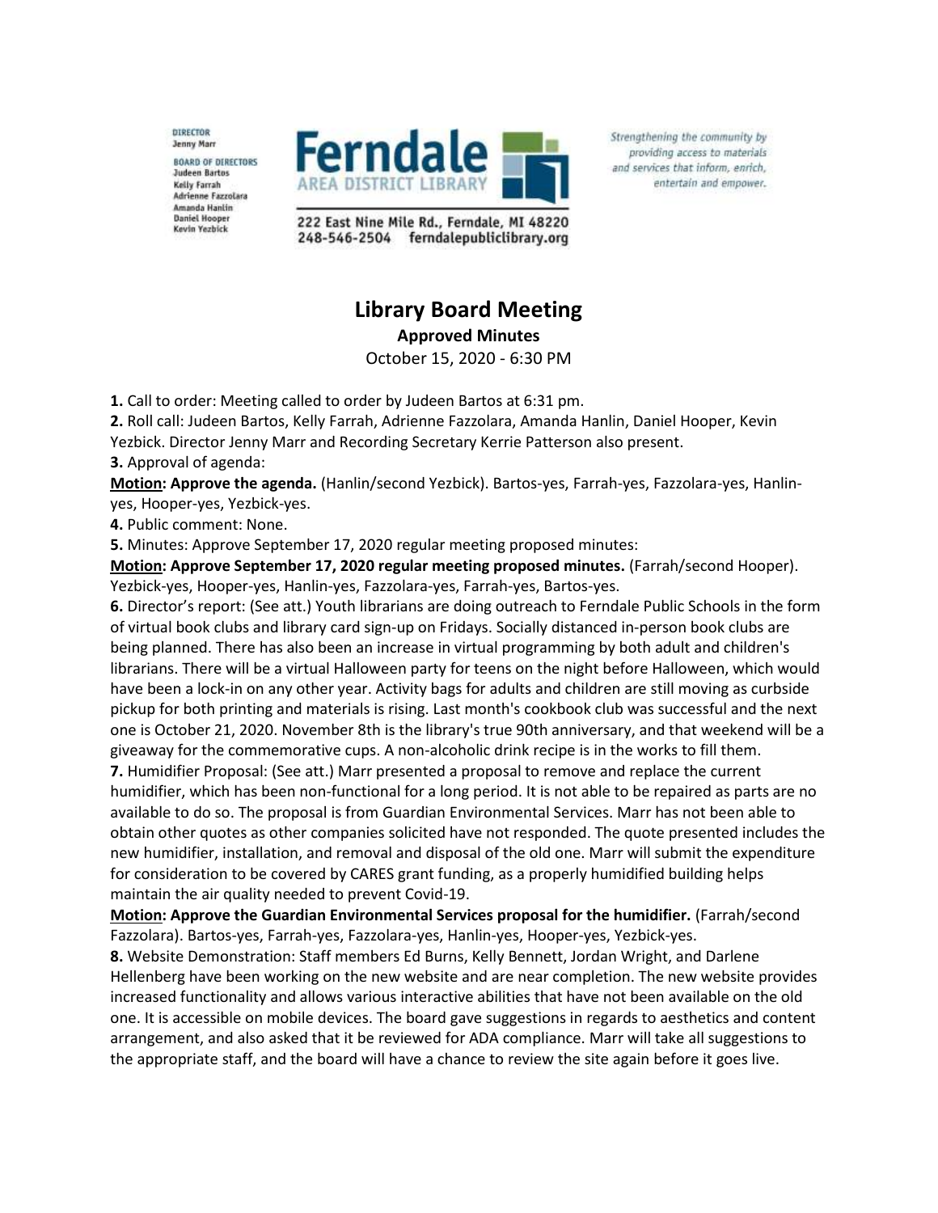DIRECTOR
Jenny Marr

BOARD OF DIRECTORS
Judeen Bartos
Kelly Farrah
Adrienne Fazzolara
Amanda Hanlin
Daniel Hooper
Kevin Yezbick

**Ferndale**
AREA DISTRICT LIBRARY

222 East Nine Mile Rd., Ferndale, MI 48220
248-546-2504 ferndalepubliclibrary.org

*Strengthening the community by providing access to materials and services that inform, enrich, entertain and empower.*

# Library Board Meeting

**Approved Minutes**

October 15, 2020 - 6:30 PM

**1.** Call to order: Meeting called to order by Judeen Bartos at 6:31 pm.

**2.** Roll call: Judeen Bartos, Kelly Farrah, Adrienne Fazzolara, Amanda Hanlin, Daniel Hooper, Kevin Yezbick. Director Jenny Marr and Recording Secretary Kerrie Patterson also present.

**3.** Approval of agenda:

**Motion: Approve the agenda.** (Hanlin/second Yezbick). Bartos-yes, Farrah-yes, Fazzolara-yes, Hanlin-yes, Hooper-yes, Yezbick-yes.

**4.** Public comment: None.

**5.** Minutes: Approve September 17, 2020 regular meeting proposed minutes:

**Motion: Approve September 17, 2020 regular meeting proposed minutes.** (Farrah/second Hooper). Yezbick-yes, Hooper-yes, Hanlin-yes, Fazzolara-yes, Farrah-yes, Bartos-yes.

**6.** Director's report: (See att.) Youth librarians are doing outreach to Ferndale Public Schools in the form of virtual book clubs and library card sign-up on Fridays. Socially distanced in-person book clubs are being planned. There has also been an increase in virtual programming by both adult and children's librarians. There will be a virtual Halloween party for teens on the night before Halloween, which would have been a lock-in on any other year. Activity bags for adults and children are still moving as curbside pickup for both printing and materials is rising. Last month's cookbook club was successful and the next one is October 21, 2020. November 8th is the library's true 90th anniversary, and that weekend will be a giveaway for the commemorative cups. A non-alcoholic drink recipe is in the works to fill them.

**7.** Humidifier Proposal: (See att.) Marr presented a proposal to remove and replace the current humidifier, which has been non-functional for a long period. It is not able to be repaired as parts are no available to do so. The proposal is from Guardian Environmental Services. Marr has not been able to obtain other quotes as other companies solicited have not responded. The quote presented includes the new humidifier, installation, and removal and disposal of the old one. Marr will submit the expenditure for consideration to be covered by CARES grant funding, as a properly humidified building helps maintain the air quality needed to prevent Covid-19.

**Motion: Approve the Guardian Environmental Services proposal for the humidifier.** (Farrah/second Fazzolara). Bartos-yes, Farrah-yes, Fazzolara-yes, Hanlin-yes, Hooper-yes, Yezbick-yes.

**8.** Website Demonstration: Staff members Ed Burns, Kelly Bennett, Jordan Wright, and Darlene Hellenberg have been working on the new website and are near completion. The new website provides increased functionality and allows various interactive abilities that have not been available on the old one. It is accessible on mobile devices. The board gave suggestions in regards to aesthetics and content arrangement, and also asked that it be reviewed for ADA compliance. Marr will take all suggestions to the appropriate staff, and the board will have a chance to review the site again before it goes live.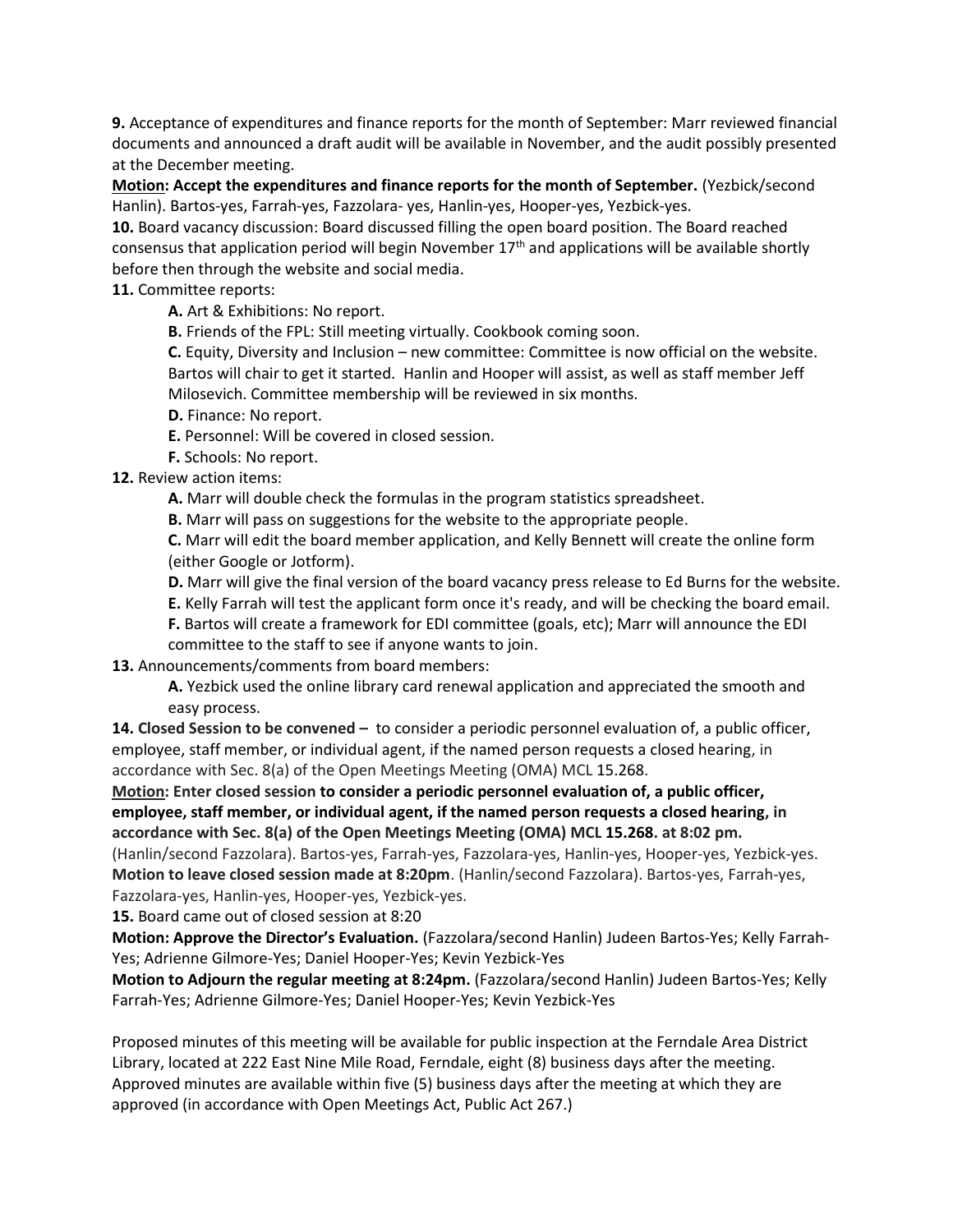**9.** Acceptance of expenditures and finance reports for the month of September: Marr reviewed financial documents and announced a draft audit will be available in November, and the audit possibly presented at the December meeting.

**Motion: Accept the expenditures and finance reports for the month of September.** (Yezbick/second Hanlin). Bartos-yes, Farrah-yes, Fazzolara- yes, Hanlin-yes, Hooper-yes, Yezbick-yes.

**10.** Board vacancy discussion: Board discussed filling the open board position. The Board reached consensus that application period will begin November 17th and applications will be available shortly before then through the website and social media.

**11.** Committee reports:

- **A.** Art & Exhibitions: No report.
- **B.** Friends of the FPL: Still meeting virtually. Cookbook coming soon.
- **C.** Equity, Diversity and Inclusion – new committee: Committee is now official on the website. Bartos will chair to get it started. Hanlin and Hooper will assist, as well as staff member Jeff Milosevich. Committee membership will be reviewed in six months.
- **D.** Finance: No report.
- **E.** Personnel: Will be covered in closed session.
- **F.** Schools: No report.

**12.** Review action items:

- **A.** Marr will double check the formulas in the program statistics spreadsheet.
- **B.** Marr will pass on suggestions for the website to the appropriate people.
- **C.** Marr will edit the board member application, and Kelly Bennett will create the online form (either Google or Jotform).
- **D.** Marr will give the final version of the board vacancy press release to Ed Burns for the website.
- **E.** Kelly Farrah will test the applicant form once it's ready, and will be checking the board email.
- **F.** Bartos will create a framework for EDI committee (goals, etc); Marr will announce the EDI committee to the staff to see if anyone wants to join.

**13.** Announcements/comments from board members:

- **A.** Yezbick used the online library card renewal application and appreciated the smooth and easy process.

**14. Closed Session to be convened –** to consider a periodic personnel evaluation of, a public officer, employee, staff member, or individual agent, if the named person requests a closed hearing, in accordance with Sec. 8(a) of the Open Meetings Meeting (OMA) MCL 15.268.

**Motion: Enter closed session to consider a periodic personnel evaluation of, a public officer, employee, staff member, or individual agent, if the named person requests a closed hearing, in accordance with Sec. 8(a) of the Open Meetings Meeting (OMA) MCL 15.268. at 8:02 pm.** (Hanlin/second Fazzolara). Bartos-yes, Farrah-yes, Fazzolara-yes, Hanlin-yes, Hooper-yes, Yezbick-yes.

**Motion to leave closed session made at 8:20pm**. (Hanlin/second Fazzolara). Bartos-yes, Farrah-yes, Fazzolara-yes, Hanlin-yes, Hooper-yes, Yezbick-yes.

**15.** Board came out of closed session at 8:20

**Motion: Approve the Director's Evaluation.** (Fazzolara/second Hanlin) Judeen Bartos-Yes; Kelly Farrah-Yes; Adrienne Gilmore-Yes; Daniel Hooper-Yes; Kevin Yezbick-Yes

**Motion to Adjourn the regular meeting at 8:24pm.** (Fazzolara/second Hanlin) Judeen Bartos-Yes; Kelly Farrah-Yes; Adrienne Gilmore-Yes; Daniel Hooper-Yes; Kevin Yezbick-Yes

Proposed minutes of this meeting will be available for public inspection at the Ferndale Area District Library, located at 222 East Nine Mile Road, Ferndale, eight (8) business days after the meeting. Approved minutes are available within five (5) business days after the meeting at which they are approved (in accordance with Open Meetings Act, Public Act 267.)